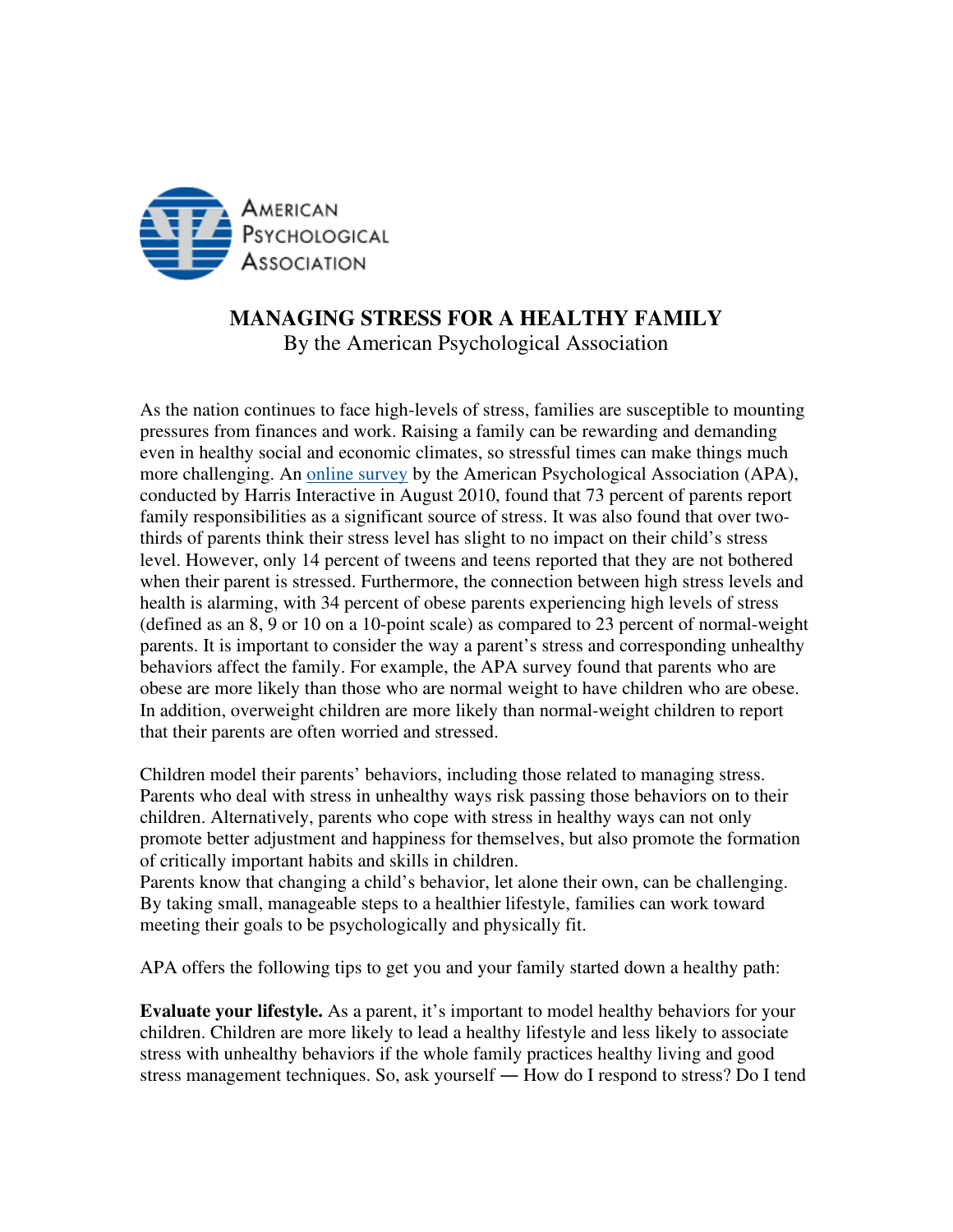# MANAGING STRESS FOR A HEALTHY FAMILY

By the American Psychological Association

As the nation continues to face high-levels of stress, families are susceptible to mounting pressures from finances and work. Raising a family can be rewarding and demanding even in healthy social and economic climates, so stressful times can make things much more challenging. An online survey by the American Psychological Association (APA), conducted by Harris Interactive in August 2010, found that 73 percent of parents report family responsibilities as a significant source of stress. It was also found that over two-thirds of parents think their stress level has slight to no impact on their child's stress level. However, only 14 percent of tweens and teens reported that they are not bothered when their parent is stressed. Furthermore, the connection between high stress levels and health is alarming, with 34 percent of obese parents experiencing high levels of stress (defined as an 8, 9 or 10 on a 10-point scale) as compared to 23 percent of normal-weight parents. It is important to consider the way a parent's stress and corresponding unhealthy behaviors affect the family. For example, the APA survey found that parents who are obese are more likely than those who are normal weight to have children who are obese. In addition, overweight children are more likely than normal-weight children to report that their parents are often worried and stressed.

Children model their parents' behaviors, including those related to managing stress. Parents who deal with stress in unhealthy ways risk passing those behaviors on to their children. Alternatively, parents who cope with stress in healthy ways can not only promote better adjustment and happiness for themselves, but also promote the formation of critically important habits and skills in children.
Parents know that changing a child's behavior, let alone their own, can be challenging. By taking small, manageable steps to a healthier lifestyle, families can work toward meeting their goals to be psychologically and physically fit.

APA offers the following tips to get you and your family started down a healthy path:

**Evaluate your lifestyle.** As a parent, it's important to model healthy behaviors for your children. Children are more likely to lead a healthy lifestyle and less likely to associate stress with unhealthy behaviors if the whole family practices healthy living and good stress management techniques. So, ask yourself — How do I respond to stress? Do I tend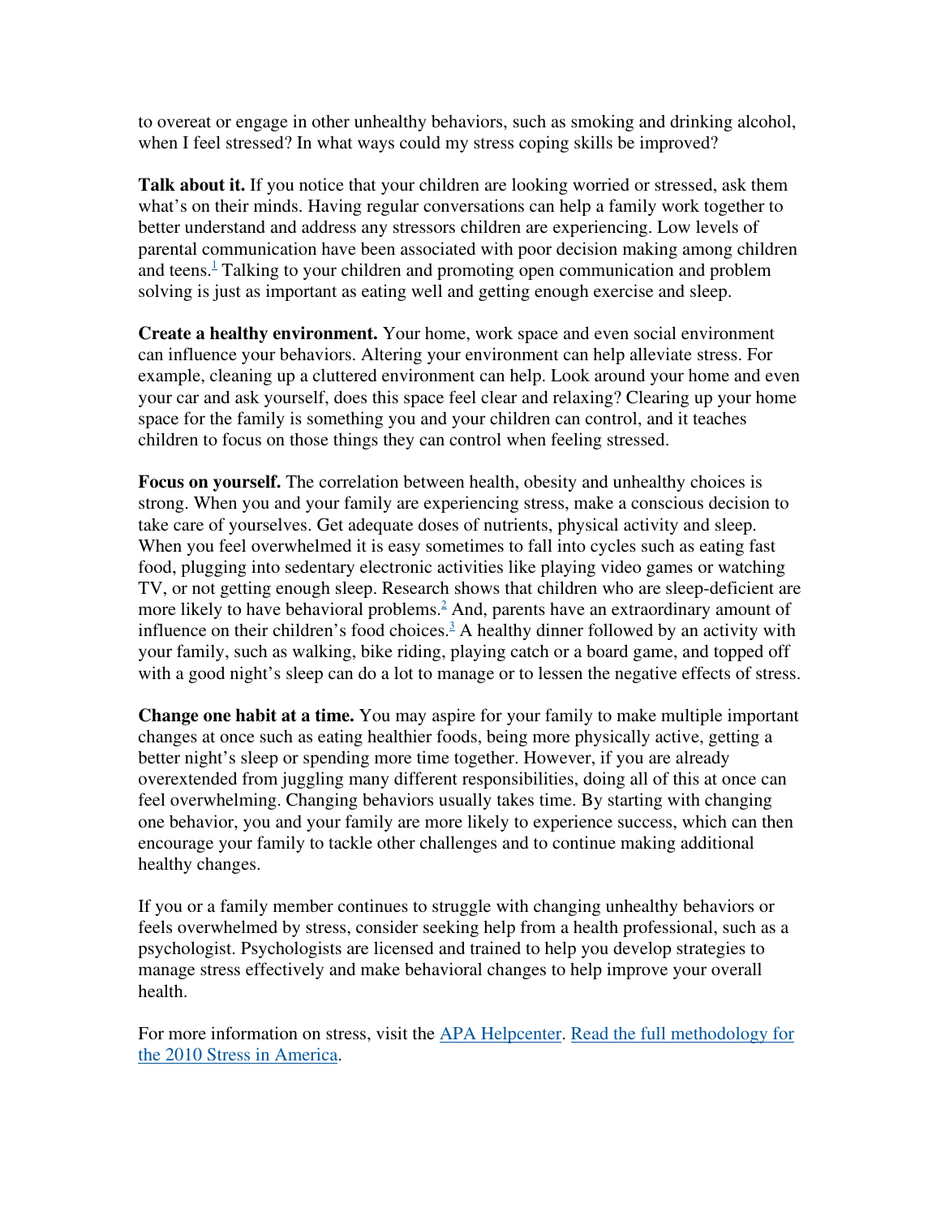to overeat or engage in other unhealthy behaviors, such as smoking and drinking alcohol, when I feel stressed? In what ways could my stress coping skills be improved?

**Talk about it.** If you notice that your children are looking worried or stressed, ask them what's on their minds. Having regular conversations can help a family work together to better understand and address any stressors children are experiencing. Low levels of parental communication have been associated with poor decision making among children and teens.[1] Talking to your children and promoting open communication and problem solving is just as important as eating well and getting enough exercise and sleep.

**Create a healthy environment.** Your home, work space and even social environment can influence your behaviors. Altering your environment can help alleviate stress. For example, cleaning up a cluttered environment can help. Look around your home and even your car and ask yourself, does this space feel clear and relaxing? Clearing up your home space for the family is something you and your children can control, and it teaches children to focus on those things they can control when feeling stressed.

**Focus on yourself.** The correlation between health, obesity and unhealthy choices is strong. When you and your family are experiencing stress, make a conscious decision to take care of yourselves. Get adequate doses of nutrients, physical activity and sleep. When you feel overwhelmed it is easy sometimes to fall into cycles such as eating fast food, plugging into sedentary electronic activities like playing video games or watching TV, or not getting enough sleep. Research shows that children who are sleep-deficient are more likely to have behavioral problems.[2] And, parents have an extraordinary amount of influence on their children's food choices.[3] A healthy dinner followed by an activity with your family, such as walking, bike riding, playing catch or a board game, and topped off with a good night's sleep can do a lot to manage or to lessen the negative effects of stress.

**Change one habit at a time.** You may aspire for your family to make multiple important changes at once such as eating healthier foods, being more physically active, getting a better night's sleep or spending more time together. However, if you are already overextended from juggling many different responsibilities, doing all of this at once can feel overwhelming. Changing behaviors usually takes time. By starting with changing one behavior, you and your family are more likely to experience success, which can then encourage your family to tackle other challenges and to continue making additional healthy changes.

If you or a family member continues to struggle with changing unhealthy behaviors or feels overwhelmed by stress, consider seeking help from a health professional, such as a psychologist. Psychologists are licensed and trained to help you develop strategies to manage stress effectively and make behavioral changes to help improve your overall health.

For more information on stress, visit the APA Helpcenter. Read the full methodology for the 2010 Stress in America.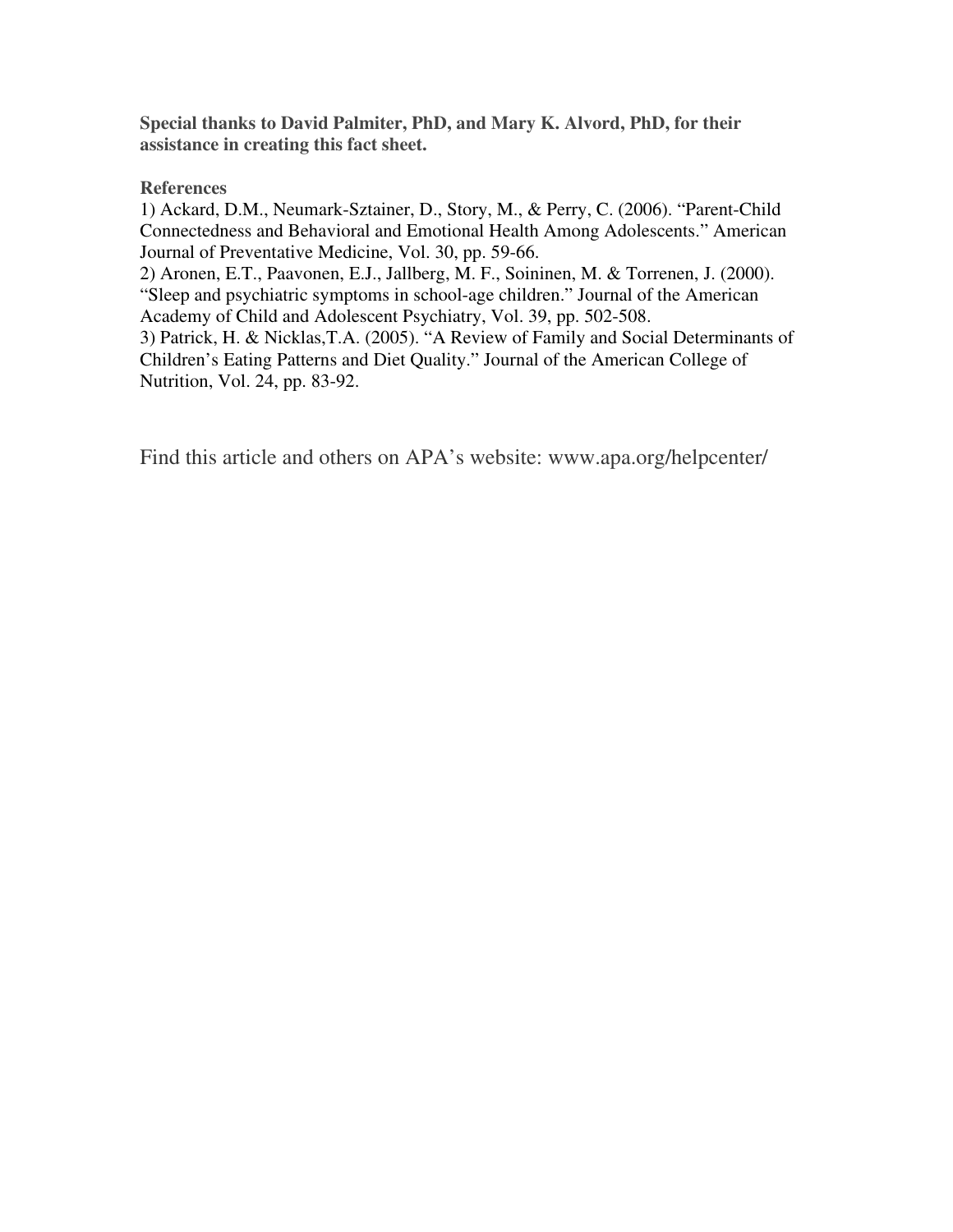**Special thanks to David Palmiter, PhD, and Mary K. Alvord, PhD, for their assistance in creating this fact sheet.**

**References**

1) Ackard, D.M., Neumark-Sztainer, D., Story, M., & Perry, C. (2006). "Parent-Child Connectedness and Behavioral and Emotional Health Among Adolescents." American Journal of Preventative Medicine, Vol. 30, pp. 59-66.
2) Aronen, E.T., Paavonen, E.J., Jallberg, M. F., Soininen, M. & Torrenen, J. (2000). "Sleep and psychiatric symptoms in school-age children." Journal of the American Academy of Child and Adolescent Psychiatry, Vol. 39, pp. 502-508.
3) Patrick, H. & Nicklas,T.A. (2005). "A Review of Family and Social Determinants of Children's Eating Patterns and Diet Quality." Journal of the American College of Nutrition, Vol. 24, pp. 83-92.

Find this article and others on APA's website: www.apa.org/helpcenter/